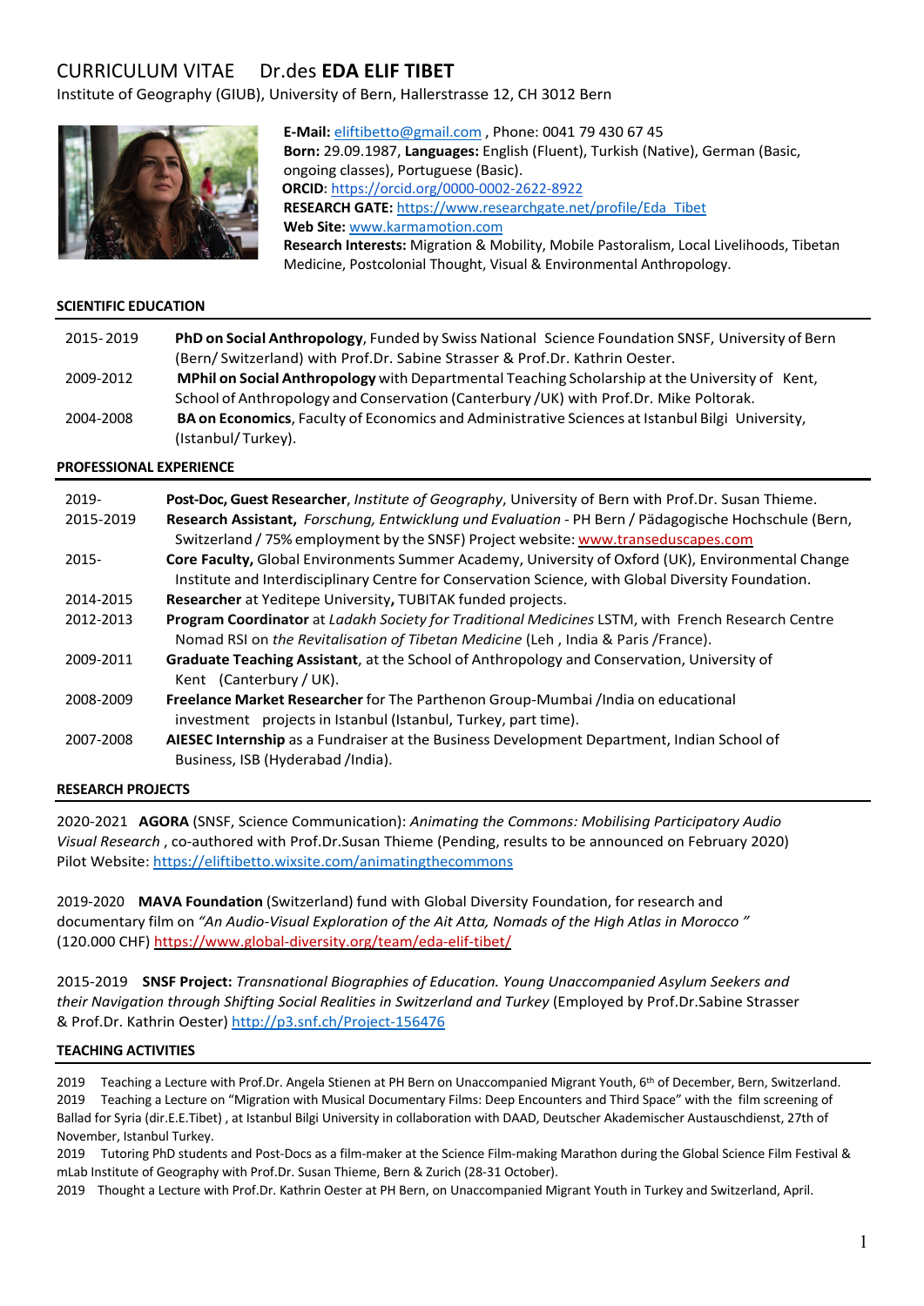# CURRICULUM VITAE    Dr.des **EDA ELIF TIBET**

Institute of Geography (GIUB), University of Bern, Hallerstrasse 12, CH 3012 Bern

**E-Mail:** eliftibetto@gmail.com , Phone: 0041 79 430 67 45
**Born:** 29.09.1987, **Languages:** English (Fluent), Turkish (Native), German (Basic, ongoing classes), Portuguese (Basic).
**ORCID:** https://orcid.org/0000-0002-2622-8922
**RESEARCH GATE:** https://www.researchgate.net/profile/Eda_Tibet
**Web Site:** www.karmamotion.com
**Research Interests:** Migration & Mobility, Mobile Pastoralism, Local Livelihoods, Tibetan Medicine, Postcolonial Thought, Visual & Environmental Anthropology.

## SCIENTIFIC EDUCATION

2015- 2019 **PhD on Social Anthropology**, Funded by Swiss National Science Foundation SNSF, University of Bern (Bern/ Switzerland) with Prof.Dr. Sabine Strasser & Prof.Dr. Kathrin Oester.

2009-2012 **MPhil on Social Anthropology** with Departmental Teaching Scholarship at the University of Kent, School of Anthropology and Conservation (Canterbury /UK) with Prof.Dr. Mike Poltorak.

2004-2008 **BA on Economics**, Faculty of Economics and Administrative Sciences at Istanbul Bilgi University, (Istanbul/ Turkey).

## PROFESSIONAL EXPERIENCE

2019- **Post-Doc, Guest Researcher**, *Institute of Geography*, University of Bern with Prof.Dr. Susan Thieme.

2015-2019 **Research Assistant,** *Forschung, Entwicklung und Evaluation* - PH Bern / Pädagogische Hochschule (Bern, Switzerland / 75% employment by the SNSF) Project website: www.transeduscapes.com

2015- **Core Faculty,** Global Environments Summer Academy, University of Oxford (UK), Environmental Change Institute and Interdisciplinary Centre for Conservation Science, with Global Diversity Foundation.

2014-2015 **Researcher** at Yeditepe University**,** TUBITAK funded projects.

2012-2013 **Program Coordinator** at *Ladakh Society for Traditional Medicines* LSTM, with French Research Centre Nomad RSI on *the Revitalisation of Tibetan Medicine* (Leh , India & Paris /France).

2009-2011 **Graduate Teaching Assistant**, at the School of Anthropology and Conservation, University of Kent (Canterbury / UK).

2008-2009 **Freelance Market Researcher** for The Parthenon Group-Mumbai /India on educational investment projects in Istanbul (Istanbul, Turkey, part time).

2007-2008 **AIESEC Internship** as a Fundraiser at the Business Development Department, Indian School of Business, ISB (Hyderabad /India).

## RESEARCH PROJECTS

2020-2021 **AGORA** (SNSF, Science Communication): *Animating the Commons: Mobilising Participatory Audio Visual Research* , co-authored with Prof.Dr.Susan Thieme (Pending, results to be announced on February 2020) Pilot Website: https://eliftibetto.wixsite.com/animatingthecommons

2019-2020 **MAVA Foundation** (Switzerland) fund with Global Diversity Foundation, for research and documentary film on *"An Audio-Visual Exploration of the Ait Atta, Nomads of the High Atlas in Morocco "* (120.000 CHF) https://www.global-diversity.org/team/eda-elif-tibet/

2015-2019 **SNSF Project:** *Transnational Biographies of Education. Young Unaccompanied Asylum Seekers and their Navigation through Shifting Social Realities in Switzerland and Turkey* (Employed by Prof.Dr.Sabine Strasser & Prof.Dr. Kathrin Oester) http://p3.snf.ch/Project-156476

## TEACHING ACTIVITIES

2019 Teaching a Lecture with Prof.Dr. Angela Stienen at PH Bern on Unaccompanied Migrant Youth, 6th of December, Bern, Switzerland.
2019 Teaching a Lecture on "Migration with Musical Documentary Films: Deep Encounters and Third Space" with the film screening of Ballad for Syria (dir.E.E.Tibet) , at Istanbul Bilgi University in collaboration with DAAD, Deutscher Akademischer Austauschdienst, 27th of November, Istanbul Turkey.
2019 Tutoring PhD students and Post-Docs as a film-maker at the Science Film-making Marathon during the Global Science Film Festival & mLab Institute of Geography with Prof.Dr. Susan Thieme, Bern & Zurich (28-31 October).
2019 Thought a Lecture with Prof.Dr. Kathrin Oester at PH Bern, on Unaccompanied Migrant Youth in Turkey and Switzerland, April.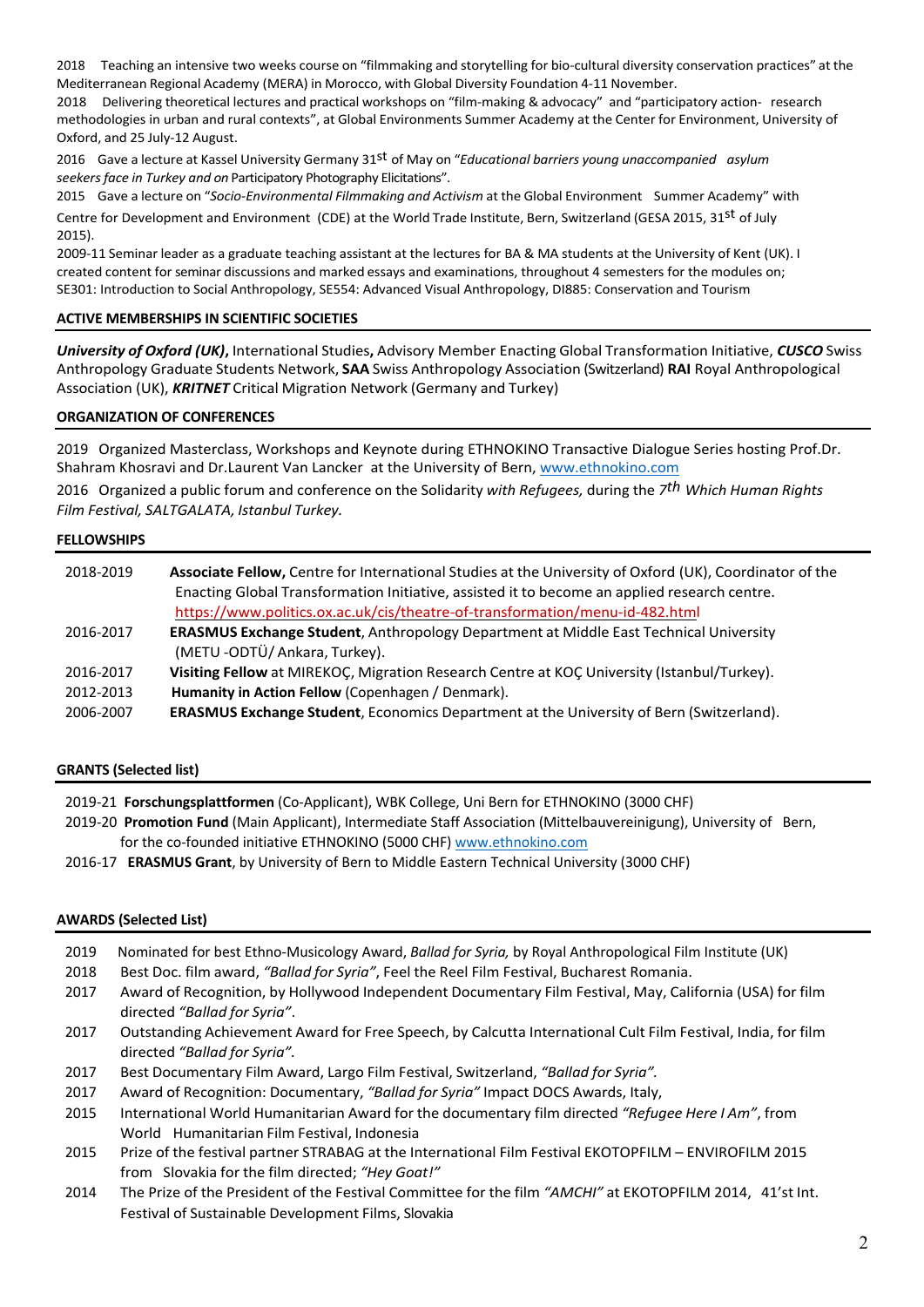2018 Teaching an intensive two weeks course on "filmmaking and storytelling for bio-cultural diversity conservation practices" at the Mediterranean Regional Academy (MERA) in Morocco, with Global Diversity Foundation 4-11 November.

2018 Delivering theoretical lectures and practical workshops on "film-making & advocacy" and "participatory action- research methodologies in urban and rural contexts", at Global Environments Summer Academy at the Center for Environment, University of Oxford, and 25 July-12 August.

2016 Gave a lecture at Kassel University Germany 31st of May on "*Educational barriers young unaccompanied asylum seekers face in Turkey and on* Participatory Photography Elicitations".

2015 Gave a lecture on "*Socio-Environmental Filmmaking and Activism* at the Global Environment Summer Academy" with Centre for Development and Environment (CDE) at the World Trade Institute, Bern, Switzerland (GESA 2015, 31st of July 2015).

2009-11 Seminar leader as a graduate teaching assistant at the lectures for BA & MA students at the University of Kent (UK). I created content for seminar discussions and marked essays and examinations, throughout 4 semesters for the modules on; SE301: Introduction to Social Anthropology, SE554: Advanced Visual Anthropology, DI885: Conservation and Tourism

## ACTIVE MEMBERSHIPS IN SCIENTIFIC SOCIETIES

***University of Oxford (UK)*, **International Studies**,** Advisory Member Enacting Global Transformation Initiative, ***CUSCO*** Swiss Anthropology Graduate Students Network, **SAA** Swiss Anthropology Association (Switzerland) **RAI** Royal Anthropological Association (UK), ***KRITNET*** Critical Migration Network (Germany and Turkey)

## ORGANIZATION OF CONFERENCES

2019 Organized Masterclass, Workshops and Keynote during ETHNOKINO Transactive Dialogue Series hosting Prof.Dr. Shahram Khosravi and Dr.Laurent Van Lancker at the University of Bern, www.ethnokino.com

2016 Organized a public forum and conference on the Solidarity *with Refugees,* during the *7th Which Human Rights Film Festival, SALTGALATA, Istanbul Turkey.*

## FELLOWSHIPS

| | |
|---|---|
| 2018-2019 | **Associate Fellow,** Centre for International Studies at the University of Oxford (UK), Coordinator of the Enacting Global Transformation Initiative, assisted it to become an applied research centre. https://www.politics.ox.ac.uk/cis/theatre-of-transformation/menu-id-482.html |
| 2016-2017 | **ERASMUS Exchange Student**, Anthropology Department at Middle East Technical University (METU -ODTÜ/ Ankara, Turkey). |
| 2016-2017 | **Visiting Fellow** at MIREKOÇ, Migration Research Centre at KOÇ University (Istanbul/Turkey). |
| 2012-2013 | **Humanity in Action Fellow** (Copenhagen / Denmark). |
| 2006-2007 | **ERASMUS Exchange Student**, Economics Department at the University of Bern (Switzerland). |

## GRANTS (Selected list)

2019-21 **Forschungsplattformen** (Co-Applicant), WBK College, Uni Bern for ETHNOKINO (3000 CHF)

2019-20 **Promotion Fund** (Main Applicant), Intermediate Staff Association (Mittelbauvereinigung), University of Bern, for the co-founded initiative ETHNOKINO (5000 CHF) www.ethnokino.com

2016-17 **ERASMUS Grant**, by University of Bern to Middle Eastern Technical University (3000 CHF)

## AWARDS (Selected List)

| | |
|---|---|
| 2019 | Nominated for best Ethno-Musicology Award, *Ballad for Syria,* by Royal Anthropological Film Institute (UK) |
| 2018 | Best Doc. film award, *"Ballad for Syria"*, Feel the Reel Film Festival, Bucharest Romania. |
| 2017 | Award of Recognition, by Hollywood Independent Documentary Film Festival, May, California (USA) for film directed *"Ballad for Syria"*. |
| 2017 | Outstanding Achievement Award for Free Speech, by Calcutta International Cult Film Festival, India, for film directed *"Ballad for Syria"*. |
| 2017 | Best Documentary Film Award, Largo Film Festival, Switzerland, *"Ballad for Syria".* |
| 2017 | Award of Recognition: Documentary, *"Ballad for Syria"* Impact DOCS Awards, Italy, |
| 2015 | International World Humanitarian Award for the documentary film directed *"Refugee Here I Am"*, from World Humanitarian Film Festival, Indonesia |
| 2015 | Prize of the festival partner STRABAG at the International Film Festival EKOTOPFILM – ENVIROFILM 2015 from Slovakia for the film directed; *"Hey Goat!"* |
| 2014 | The Prize of the President of the Festival Committee for the film *"AMCHI"* at EKOTOPFILM 2014, 41'st Int. Festival of Sustainable Development Films, Slovakia |